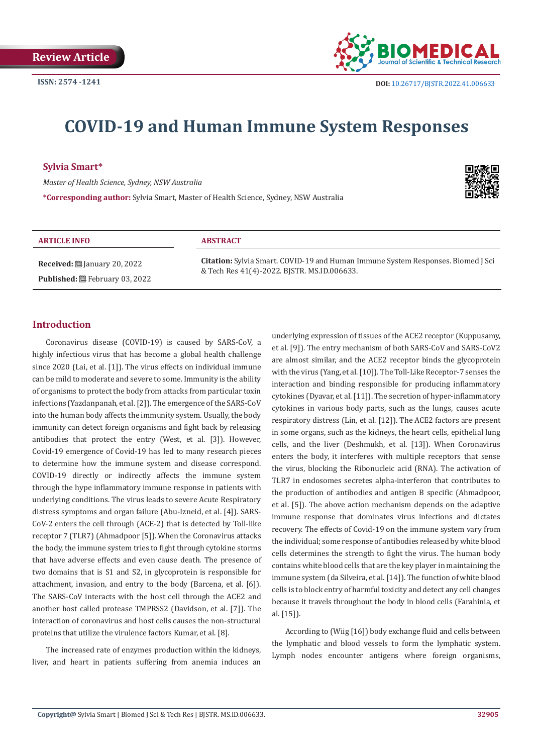Review Article

ISSN: 2574 -1241

DOI: 10.26717/BJSTR.2022.41.006633

# COVID-19 and Human Immune System Responses

**Sylvia Smart***

*Master of Health Science, Sydney, NSW Australia*

***Corresponding author:** Sylvia Smart, Master of Health Science, Sydney, NSW Australia

**ARTICLE INFO**

**Received:** January 20, 2022

**Published:** February 03, 2022

**ABSTRACT**

**Citation:** Sylvia Smart. COVID-19 and Human Immune System Responses. Biomed J Sci & Tech Res 41(4)-2022. BJSTR. MS.ID.006633.

## Introduction

Coronavirus disease (COVID-19) is caused by SARS-CoV, a highly infectious virus that has become a global health challenge since 2020 (Lai, et al. [1]). The virus effects on individual immune can be mild to moderate and severe to some. Immunity is the ability of organisms to protect the body from attacks from particular toxin infections (Yazdanpanah, et al. [2]). The emergence of the SARS-CoV into the human body affects the immunity system. Usually, the body immunity can detect foreign organisms and fight back by releasing antibodies that protect the entry (West, et al. [3]). However, Covid-19 emergence of Covid-19 has led to many research pieces to determine how the immune system and disease correspond. COVID-19 directly or indirectly affects the immune system through the hype inflammatory immune response in patients with underlying conditions. The virus leads to severe Acute Respiratory distress symptoms and organ failure (Abu-Izneid, et al. [4]). SARS-CoV-2 enters the cell through (ACE-2) that is detected by Toll-like receptor 7 (TLR7) (Ahmadpoor [5]). When the Coronavirus attacks the body, the immune system tries to fight through cytokine storms that have adverse effects and even cause death. The presence of two domains that is S1 and S2, in glycoprotein is responsible for attachment, invasion, and entry to the body (Barcena, et al. [6]). The SARS-CoV interacts with the host cell through the ACE2 and another host called protease TMPRSS2 (Davidson, et al. [7]). The interaction of coronavirus and host cells causes the non-structural proteins that utilize the virulence factors Kumar, et al. [8].

The increased rate of enzymes production within the kidneys, liver, and heart in patients suffering from anemia induces an underlying expression of tissues of the ACE2 receptor (Kuppusamy, et al. [9]). The entry mechanism of both SARS-CoV and SARS-CoV2 are almost similar, and the ACE2 receptor binds the glycoprotein with the virus (Yang, et al. [10]). The Toll-Like Receptor-7 senses the interaction and binding responsible for producing inflammatory cytokines (Dyavar, et al. [11]). The secretion of hyper-inflammatory cytokines in various body parts, such as the lungs, causes acute respiratory distress (Lin, et al. [12]). The ACE2 factors are present in some organs, such as the kidneys, the heart cells, epithelial lung cells, and the liver (Deshmukh, et al. [13]). When Coronavirus enters the body, it interferes with multiple receptors that sense the virus, blocking the Ribonucleic acid (RNA). The activation of TLR7 in endosomes secretes alpha-interferon that contributes to the production of antibodies and antigen B specific (Ahmadpoor, et al. [5]). The above action mechanism depends on the adaptive immune response that dominates virus infections and dictates recovery. The effects of Covid-19 on the immune system vary from the individual; some response of antibodies released by white blood cells determines the strength to fight the virus. The human body contains white blood cells that are the key player in maintaining the immune system (da Silveira, et al. [14]). The function of white blood cells is to block entry of harmful toxicity and detect any cell changes because it travels throughout the body in blood cells (Farahinia, et al. [15]).

According to (Wiig [16]) body exchange fluid and cells between the lymphatic and blood vessels to form the lymphatic system. Lymph nodes encounter antigens where foreign organisms,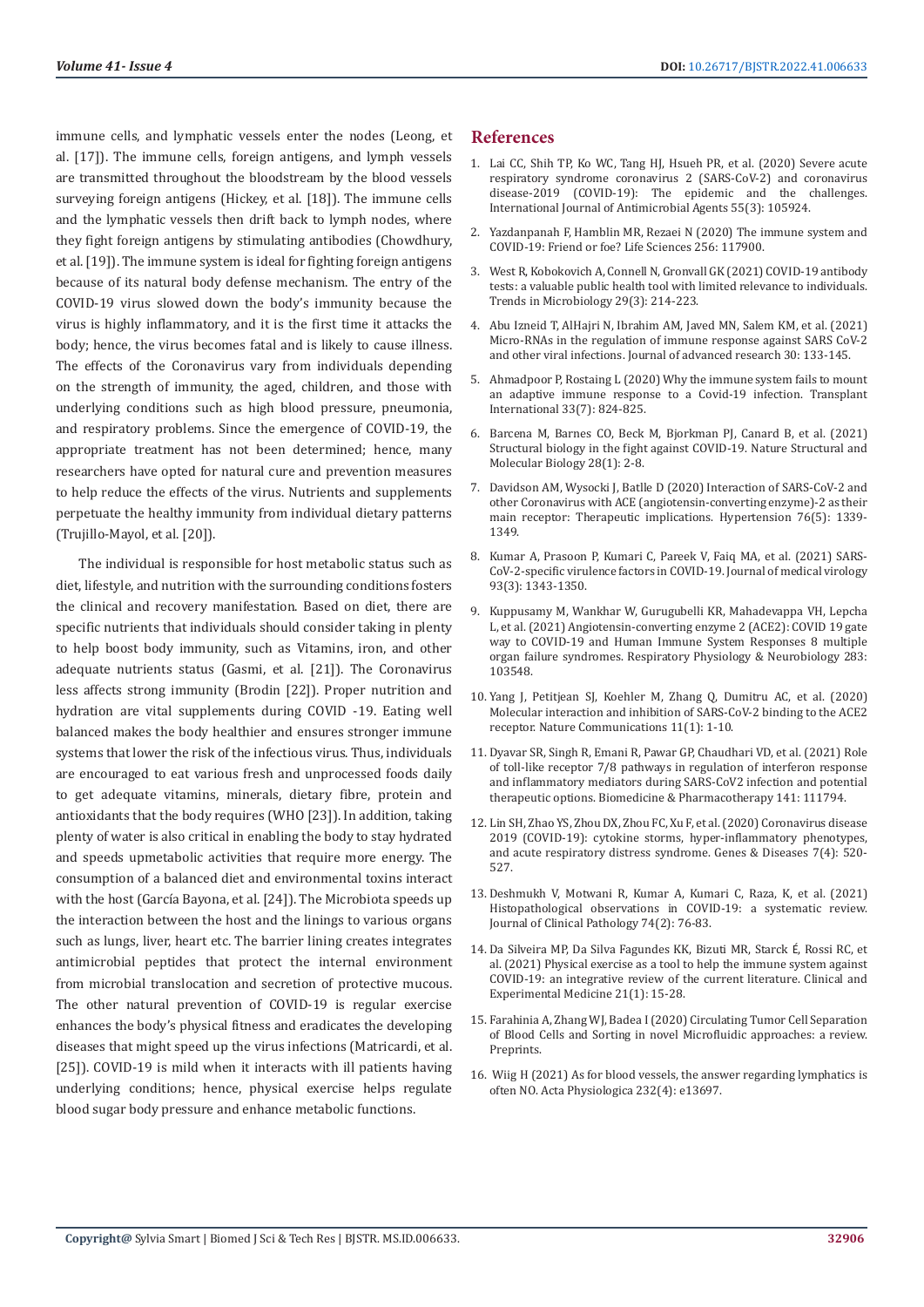immune cells, and lymphatic vessels enter the nodes (Leong, et al. [17]). The immune cells, foreign antigens, and lymph vessels are transmitted throughout the bloodstream by the blood vessels surveying foreign antigens (Hickey, et al. [18]). The immune cells and the lymphatic vessels then drift back to lymph nodes, where they fight foreign antigens by stimulating antibodies (Chowdhury, et al. [19]). The immune system is ideal for fighting foreign antigens because of its natural body defense mechanism. The entry of the COVID-19 virus slowed down the body's immunity because the virus is highly inflammatory, and it is the first time it attacks the body; hence, the virus becomes fatal and is likely to cause illness. The effects of the Coronavirus vary from individuals depending on the strength of immunity, the aged, children, and those with underlying conditions such as high blood pressure, pneumonia, and respiratory problems. Since the emergence of COVID-19, the appropriate treatment has not been determined; hence, many researchers have opted for natural cure and prevention measures to help reduce the effects of the virus. Nutrients and supplements perpetuate the healthy immunity from individual dietary patterns (Trujillo-Mayol, et al. [20]).

The individual is responsible for host metabolic status such as diet, lifestyle, and nutrition with the surrounding conditions fosters the clinical and recovery manifestation. Based on diet, there are specific nutrients that individuals should consider taking in plenty to help boost body immunity, such as Vitamins, iron, and other adequate nutrients status (Gasmi, et al. [21]). The Coronavirus less affects strong immunity (Brodin [22]). Proper nutrition and hydration are vital supplements during COVID -19. Eating well balanced makes the body healthier and ensures stronger immune systems that lower the risk of the infectious virus. Thus, individuals are encouraged to eat various fresh and unprocessed foods daily to get adequate vitamins, minerals, dietary fibre, protein and antioxidants that the body requires (WHO [23]). In addition, taking plenty of water is also critical in enabling the body to stay hydrated and speeds upmetabolic activities that require more energy. The consumption of a balanced diet and environmental toxins interact with the host (García Bayona, et al. [24]). The Microbiota speeds up the interaction between the host and the linings to various organs such as lungs, liver, heart etc. The barrier lining creates integrates antimicrobial peptides that protect the internal environment from microbial translocation and secretion of protective mucous. The other natural prevention of COVID-19 is regular exercise enhances the body's physical fitness and eradicates the developing diseases that might speed up the virus infections (Matricardi, et al. [25]). COVID-19 is mild when it interacts with ill patients having underlying conditions; hence, physical exercise helps regulate blood sugar body pressure and enhance metabolic functions.

## References

1. Lai CC, Shih TP, Ko WC, Tang HJ, Hsueh PR, et al. (2020) Severe acute respiratory syndrome coronavirus 2 (SARS-CoV-2) and coronavirus disease-2019 (COVID-19): The epidemic and the challenges. International Journal of Antimicrobial Agents 55(3): 105924.
2. Yazdanpanah F, Hamblin MR, Rezaei N (2020) The immune system and COVID-19: Friend or foe? Life Sciences 256: 117900.
3. West R, Kobokovich A, Connell N, Gronvall GK (2021) COVID-19 antibody tests: a valuable public health tool with limited relevance to individuals. Trends in Microbiology 29(3): 214-223.
4. Abu Izneid T, AlHajri N, Ibrahim AM, Javed MN, Salem KM, et al. (2021) Micro-RNAs in the regulation of immune response against SARS CoV-2 and other viral infections. Journal of advanced research 30: 133-145.
5. Ahmadpoor P, Rostaing L (2020) Why the immune system fails to mount an adaptive immune response to a Covid-19 infection. Transplant International 33(7): 824-825.
6. Barcena M, Barnes CO, Beck M, Bjorkman PJ, Canard B, et al. (2021) Structural biology in the fight against COVID-19. Nature Structural and Molecular Biology 28(1): 2-8.
7. Davidson AM, Wysocki J, Batlle D (2020) Interaction of SARS-CoV-2 and other Coronavirus with ACE (angiotensin-converting enzyme)-2 as their main receptor: Therapeutic implications. Hypertension 76(5): 1339-1349.
8. Kumar A, Prasoon P, Kumari C, Pareek V, Faiq MA, et al. (2021) SARS-CoV-2-specific virulence factors in COVID-19. Journal of medical virology 93(3): 1343-1350.
9. Kuppusamy M, Wankhar W, Gurugubelli KR, Mahadevappa VH, Lepcha L, et al. (2021) Angiotensin-converting enzyme 2 (ACE2): COVID 19 gate way to COVID-19 and Human Immune System Responses 8 multiple organ failure syndromes. Respiratory Physiology & Neurobiology 283: 103548.
10. Yang J, Petitjean SJ, Koehler M, Zhang Q, Dumitru AC, et al. (2020) Molecular interaction and inhibition of SARS-CoV-2 binding to the ACE2 receptor. Nature Communications 11(1): 1-10.
11. Dyavar SR, Singh R, Emani R, Pawar GP, Chaudhari VD, et al. (2021) Role of toll-like receptor 7/8 pathways in regulation of interferon response and inflammatory mediators during SARS-CoV2 infection and potential therapeutic options. Biomedicine & Pharmacotherapy 141: 111794.
12. Lin SH, Zhao YS, Zhou DX, Zhou FC, Xu F, et al. (2020) Coronavirus disease 2019 (COVID-19): cytokine storms, hyper-inflammatory phenotypes, and acute respiratory distress syndrome. Genes & Diseases 7(4): 520-527.
13. Deshmukh V, Motwani R, Kumar A, Kumari C, Raza, K, et al. (2021) Histopathological observations in COVID-19: a systematic review. Journal of Clinical Pathology 74(2): 76-83.
14. Da Silveira MP, Da Silva Fagundes KK, Bizuti MR, Starck É, Rossi RC, et al. (2021) Physical exercise as a tool to help the immune system against COVID-19: an integrative review of the current literature. Clinical and Experimental Medicine 21(1): 15-28.
15. Farahinia A, Zhang WJ, Badea I (2020) Circulating Tumor Cell Separation of Blood Cells and Sorting in novel Microfluidic approaches: a review. Preprints.
16. Wiig H (2021) As for blood vessels, the answer regarding lymphatics is often NO. Acta Physiologica 232(4): e13697.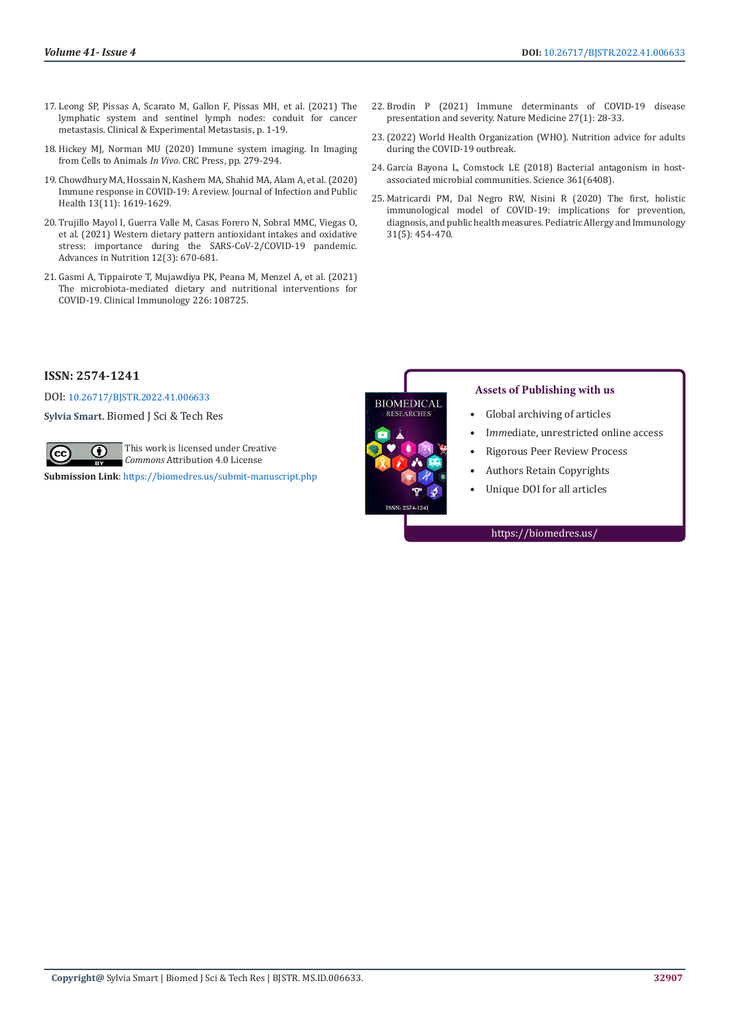17. Leong SP, Pissas A, Scarato M, Gallon F, Pissas MH, et al. (2021) The lymphatic system and sentinel lymph nodes: conduit for cancer metastasis. Clinical & Experimental Metastasis, p. 1-19.
18. Hickey MJ, Norman MU (2020) Immune system imaging. In Imaging from Cells to Animals *In Vivo*. CRC Press, pp. 279-294.
19. Chowdhury MA, Hossain N, Kashem MA, Shahid MA, Alam A, et al. (2020) Immune response in COVID-19: A review. Journal of Infection and Public Health 13(11): 1619-1629.
20. Trujillo Mayol I, Guerra Valle M, Casas Forero N, Sobral MMC, Viegas O, et al. (2021) Western dietary pattern antioxidant intakes and oxidative stress: importance during the SARS-CoV-2/COVID-19 pandemic. Advances in Nutrition 12(3): 670-681.
21. Gasmi A, Tippairote T, Mujawdiya PK, Peana M, Menzel A, et al. (2021) The microbiota-mediated dietary and nutritional interventions for COVID-19. Clinical Immunology 226: 108725.
22. Brodin P (2021) Immune determinants of COVID-19 disease presentation and severity. Nature Medicine 27(1): 28-33.
23. (2022) World Health Organization (WHO). Nutrition advice for adults during the COVID-19 outbreak.
24. García Bayona L, Comstock LE (2018) Bacterial antagonism in host-associated microbial communities. Science 361(6408).
25. Matricardi PM, Dal Negro RW, Nisini R (2020) The first, holistic immunological model of COVID-19: implications for prevention, diagnosis, and public health measures. Pediatric Allergy and Immunology 31(5): 454-470.

**ISSN: 2574-1241**

DOI: 10.26717/BJSTR.2022.41.006633

**Sylvia Smart.** Biomed J Sci & Tech Res

This work is licensed under Creative *Commons* Attribution 4.0 License

**Submission Link**: https://biomedres.us/submit-manuscript.php

**Assets of Publishing with us**

- Global archiving of articles
- Immediate, unrestricted online access
- Rigorous Peer Review Process
- Authors Retain Copyrights
- Unique DOI for all articles

https://biomedres.us/